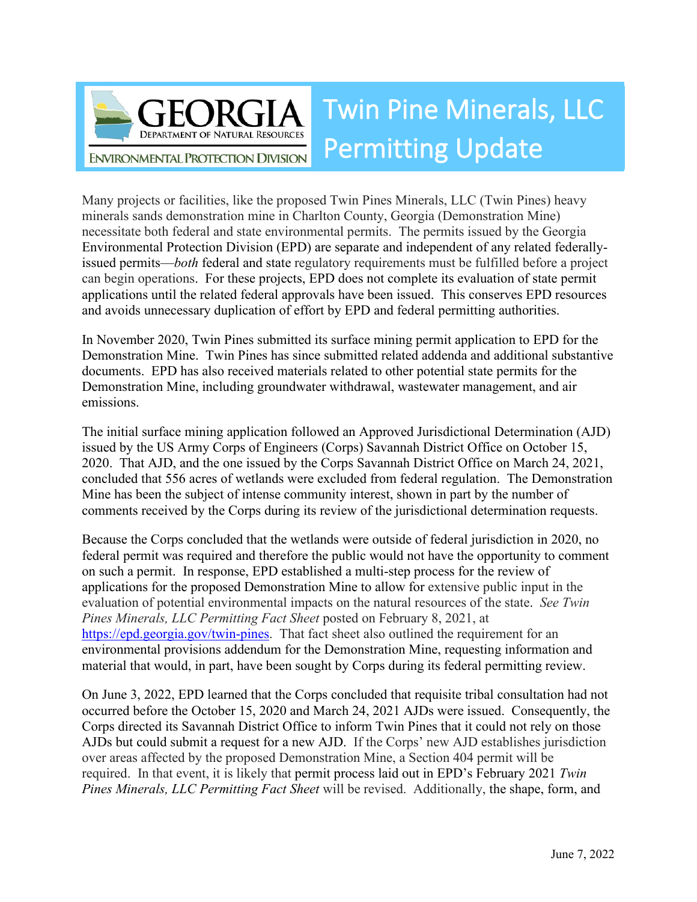# Twin Pine Minerals, LLC Permitting Update

GEORGIA DEPARTMENT OF NATURAL RESOURCES ENVIRONMENTAL PROTECTION DIVISION

Many projects or facilities, like the proposed Twin Pines Minerals, LLC (Twin Pines) heavy minerals sands demonstration mine in Charlton County, Georgia (Demonstration Mine) necessitate both federal and state environmental permits. The permits issued by the Georgia Environmental Protection Division (EPD) are separate and independent of any related federally-issued permits—*both* federal and state regulatory requirements must be fulfilled before a project can begin operations. For these projects, EPD does not complete its evaluation of state permit applications until the related federal approvals have been issued. This conserves EPD resources and avoids unnecessary duplication of effort by EPD and federal permitting authorities.

In November 2020, Twin Pines submitted its surface mining permit application to EPD for the Demonstration Mine. Twin Pines has since submitted related addenda and additional substantive documents. EPD has also received materials related to other potential state permits for the Demonstration Mine, including groundwater withdrawal, wastewater management, and air emissions.

The initial surface mining application followed an Approved Jurisdictional Determination (AJD) issued by the US Army Corps of Engineers (Corps) Savannah District Office on October 15, 2020. That AJD, and the one issued by the Corps Savannah District Office on March 24, 2021, concluded that 556 acres of wetlands were excluded from federal regulation. The Demonstration Mine has been the subject of intense community interest, shown in part by the number of comments received by the Corps during its review of the jurisdictional determination requests.

Because the Corps concluded that the wetlands were outside of federal jurisdiction in 2020, no federal permit was required and therefore the public would not have the opportunity to comment on such a permit. In response, EPD established a multi-step process for the review of applications for the proposed Demonstration Mine to allow for extensive public input in the evaluation of potential environmental impacts on the natural resources of the state. *See Twin Pines Minerals, LLC Permitting Fact Sheet* posted on February 8, 2021, at https://epd.georgia.gov/twin-pines. That fact sheet also outlined the requirement for an environmental provisions addendum for the Demonstration Mine, requesting information and material that would, in part, have been sought by Corps during its federal permitting review.

On June 3, 2022, EPD learned that the Corps concluded that requisite tribal consultation had not occurred before the October 15, 2020 and March 24, 2021 AJDs were issued. Consequently, the Corps directed its Savannah District Office to inform Twin Pines that it could not rely on those AJDs but could submit a request for a new AJD. If the Corps' new AJD establishes jurisdiction over areas affected by the proposed Demonstration Mine, a Section 404 permit will be required. In that event, it is likely that permit process laid out in EPD's February 2021 *Twin Pines Minerals, LLC Permitting Fact Sheet* will be revised. Additionally, the shape, form, and

June 7, 2022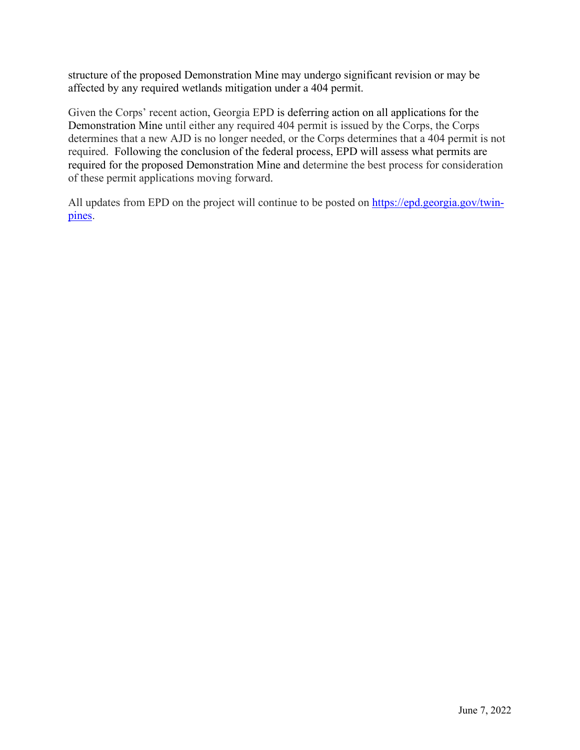structure of the proposed Demonstration Mine may undergo significant revision or may be affected by any required wetlands mitigation under a 404 permit.

Given the Corps' recent action, Georgia EPD is deferring action on all applications for the Demonstration Mine until either any required 404 permit is issued by the Corps, the Corps determines that a new AJD is no longer needed, or the Corps determines that a 404 permit is not required. Following the conclusion of the federal process, EPD will assess what permits are required for the proposed Demonstration Mine and determine the best process for consideration of these permit applications moving forward.

All updates from EPD on the project will continue to be posted on [https://epd.georgia.gov/twin-pines](https://epd.georgia.gov/twin-pines).

June 7, 2022